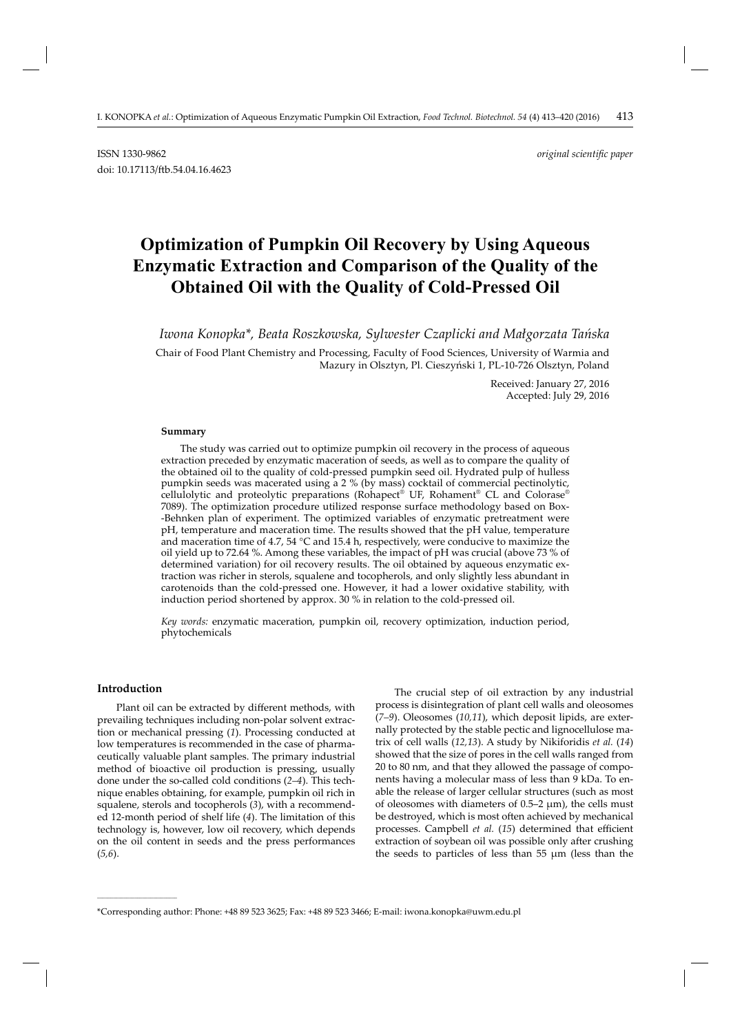ISSN 1330-9862 *original scientific paper*

doi: 10.17113/ftb.54.04.16.4623

# Optimization of Pumpkin Oil Recovery by Using Aqueous Enzymatic Extraction and Comparison of the Quality of the Obtained Oil with the Quality of Cold-Pressed Oil

*Iwona Konopka\*, Beata Roszkowska, Sylwester Czaplicki and Małgorzata Tańska*

Chair of Food Plant Chemistry and Processing, Faculty of Food Sciences, University of Warmia and Mazury in Olsztyn, Pl. Cieszyński 1, PL-10-726 Olsztyn, Poland

Received: January 27, 2016
Accepted: July 29, 2016

#### Summary

The study was carried out to optimize pumpkin oil recovery in the process of aqueous extraction preceded by enzymatic maceration of seeds, as well as to compare the quality of the obtained oil to the quality of cold-pressed pumpkin seed oil. Hydrated pulp of hulless pumpkin seeds was macerated using a 2 % (by mass) cocktail of commercial pectinolytic, cellulolytic and proteolytic preparations (Rohapect® UF, Rohament® CL and Colorase® 7089). The optimization procedure utilized response surface methodology based on Box-Behnken plan of experiment. The optimized variables of enzymatic pretreatment were pH, temperature and maceration time. The results showed that the pH value, temperature and maceration time of 4.7, 54 °C and 15.4 h, respectively, were conducive to maximize the oil yield up to 72.64 %. Among these variables, the impact of pH was crucial (above 73 % of determined variation) for oil recovery results. The oil obtained by aqueous enzymatic extraction was richer in sterols, squalene and tocopherols, and only slightly less abundant in carotenoids than the cold-pressed one. However, it had a lower oxidative stability, with induction period shortened by approx. 30 % in relation to the cold-pressed oil.

*Key words:* enzymatic maceration, pumpkin oil, recovery optimization, induction period, phytochemicals

#### Introduction

Plant oil can be extracted by different methods, with prevailing techniques including non-polar solvent extraction or mechanical pressing (*1*). Processing conducted at low temperatures is recommended in the case of pharmaceutically valuable plant samples. The primary industrial method of bioactive oil production is pressing, usually done under the so-called cold conditions (*2–4*). This technique enables obtaining, for example, pumpkin oil rich in squalene, sterols and tocopherols (*3*), with a recommended 12-month period of shelf life (*4*). The limitation of this technology is, however, low oil recovery, which depends on the oil content in seeds and the press performances (*5,6*).

The crucial step of oil extraction by any industrial process is disintegration of plant cell walls and oleosomes (*7–9*). Oleosomes (*10,11*), which deposit lipids, are externally protected by the stable pectic and lignocellulose matrix of cell walls (*12,13*). A study by Nikiforidis *et al.* (*14*) showed that the size of pores in the cell walls ranged from 20 to 80 nm, and that they allowed the passage of components having a molecular mass of less than 9 kDa. To enable the release of larger cellular structures (such as most of oleosomes with diameters of 0.5–2 μm), the cells must be destroyed, which is most often achieved by mechanical processes. Campbell *et al.* (*15*) determined that efficient extraction of soybean oil was possible only after crushing the seeds to particles of less than 55 μm (less than the

\*Corresponding author: Phone: +48 89 523 3625; Fax: +48 89 523 3466; E-mail: iwona.konopka@uwm.edu.pl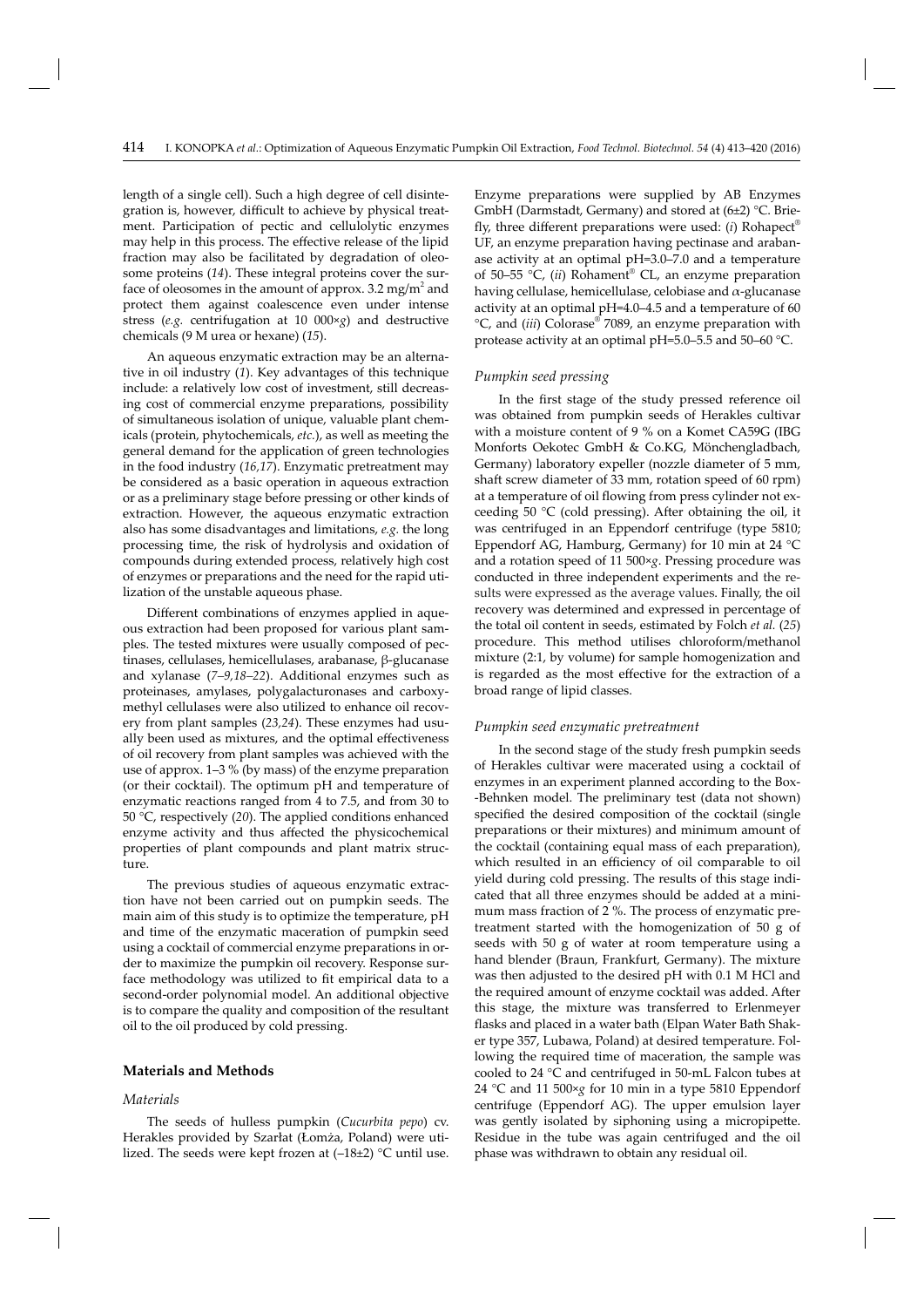length of a single cell). Such a high degree of cell disintegration is, however, difficult to achieve by physical treatment. Participation of pectic and cellulolytic enzymes may help in this process. The effective release of the lipid fraction may also be facilitated by degradation of oleosome proteins (*14*). These integral proteins cover the surface of oleosomes in the amount of approx. 3.2 mg/m$^2$ and protect them against coalescence even under intense stress (*e.g.* centrifugation at 10 000×*g*) and destructive chemicals (9 M urea or hexane) (*15*).

An aqueous enzymatic extraction may be an alternative in oil industry (*1*). Key advantages of this technique include: a relatively low cost of investment, still decreasing cost of commercial enzyme preparations, possibility of simultaneous isolation of unique, valuable plant chemicals (protein, phytochemicals, *etc.*), as well as meeting the general demand for the application of green technologies in the food industry (*16,17*). Enzymatic pretreatment may be considered as a basic operation in aqueous extraction or as a preliminary stage before pressing or other kinds of extraction. However, the aqueous enzymatic extraction also has some disadvantages and limitations, *e.g.* the long processing time, the risk of hydrolysis and oxidation of compounds during extended process, relatively high cost of enzymes or preparations and the need for the rapid utilization of the unstable aqueous phase.

Different combinations of enzymes applied in aqueous extraction had been proposed for various plant samples. The tested mixtures were usually composed of pectinases, cellulases, hemicellulases, arabanase, β-glucanase and xylanase (*7–9,18–22*). Additional enzymes such as proteinases, amylases, polygalacturonases and carboxymethyl cellulases were also utilized to enhance oil recovery from plant samples (*23,24*). These enzymes had usually been used as mixtures, and the optimal effectiveness of oil recovery from plant samples was achieved with the use of approx. 1–3 % (by mass) of the enzyme preparation (or their cocktail). The optimum pH and temperature of enzymatic reactions ranged from 4 to 7.5, and from 30 to 50 °C, respectively (*20*). The applied conditions enhanced enzyme activity and thus affected the physicochemical properties of plant compounds and plant matrix structure.

The previous studies of aqueous enzymatic extraction have not been carried out on pumpkin seeds. The main aim of this study is to optimize the temperature, pH and time of the enzymatic maceration of pumpkin seed using a cocktail of commercial enzyme preparations in order to maximize the pumpkin oil recovery. Response surface methodology was utilized to fit empirical data to a second-order polynomial model. An additional objective is to compare the quality and composition of the resultant oil to the oil produced by cold pressing.

## Materials and Methods

### Materials

The seeds of hulless pumpkin (*Cucurbita pepo*) cv. Herakles provided by Szarłat (Łomża, Poland) were utilized. The seeds were kept frozen at (–18±2) °C until use. Enzyme preparations were supplied by AB Enzymes GmbH (Darmstadt, Germany) and stored at (6±2) °C. Briefly, three different preparations were used: (*i*) Rohapect® UF, an enzyme preparation having pectinase and arabanase activity at an optimal pH=3.0–7.0 and a temperature of 50–55 °C, (*ii*) Rohament® CL, an enzyme preparation having cellulase, hemicellulase, celobiase and α-glucanase activity at an optimal pH=4.0–4.5 and a temperature of 60 °C, and (*iii*) Colorase® 7089, an enzyme preparation with protease activity at an optimal pH=5.0–5.5 and 50–60 °C.

### Pumpkin seed pressing

In the first stage of the study pressed reference oil was obtained from pumpkin seeds of Herakles cultivar with a moisture content of 9 % on a Komet CA59G (IBG Monforts Oekotec GmbH & Co.KG, Mönchengladbach, Germany) laboratory expeller (nozzle diameter of 5 mm, shaft screw diameter of 33 mm, rotation speed of 60 rpm) at a temperature of oil flowing from press cylinder not exceeding 50 °C (cold pressing). After obtaining the oil, it was centrifuged in an Eppendorf centrifuge (type 5810; Eppendorf AG, Hamburg, Germany) for 10 min at 24 °C and a rotation speed of 11 500×*g*. Pressing procedure was conducted in three independent experiments and the results were expressed as the average values. Finally, the oil recovery was determined and expressed in percentage of the total oil content in seeds, estimated by Folch *et al.* (*25*) procedure. This method utilises chloroform/methanol mixture (2:1, by volume) for sample homogenization and is regarded as the most effective for the extraction of a broad range of lipid classes.

### Pumpkin seed enzymatic pretreatment

In the second stage of the study fresh pumpkin seeds of Herakles cultivar were macerated using a cocktail of enzymes in an experiment planned according to the Box-Behnken model. The preliminary test (data not shown) specified the desired composition of the cocktail (single preparations or their mixtures) and minimum amount of the cocktail (containing equal mass of each preparation), which resulted in an efficiency of oil comparable to oil yield during cold pressing. The results of this stage indicated that all three enzymes should be added at a minimum mass fraction of 2 %. The process of enzymatic pretreatment started with the homogenization of 50 g of seeds with 50 g of water at room temperature using a hand blender (Braun, Frankfurt, Germany). The mixture was then adjusted to the desired pH with 0.1 M HCl and the required amount of enzyme cocktail was added. After this stage, the mixture was transferred to Erlenmeyer flasks and placed in a water bath (Elpan Water Bath Shaker type 357, Lubawa, Poland) at desired temperature. Following the required time of maceration, the sample was cooled to 24 °C and centrifuged in 50-mL Falcon tubes at 24 °C and 11 500×*g* for 10 min in a type 5810 Eppendorf centrifuge (Eppendorf AG). The upper emulsion layer was gently isolated by siphoning using a micropipette. Residue in the tube was again centrifuged and the oil phase was withdrawn to obtain any residual oil.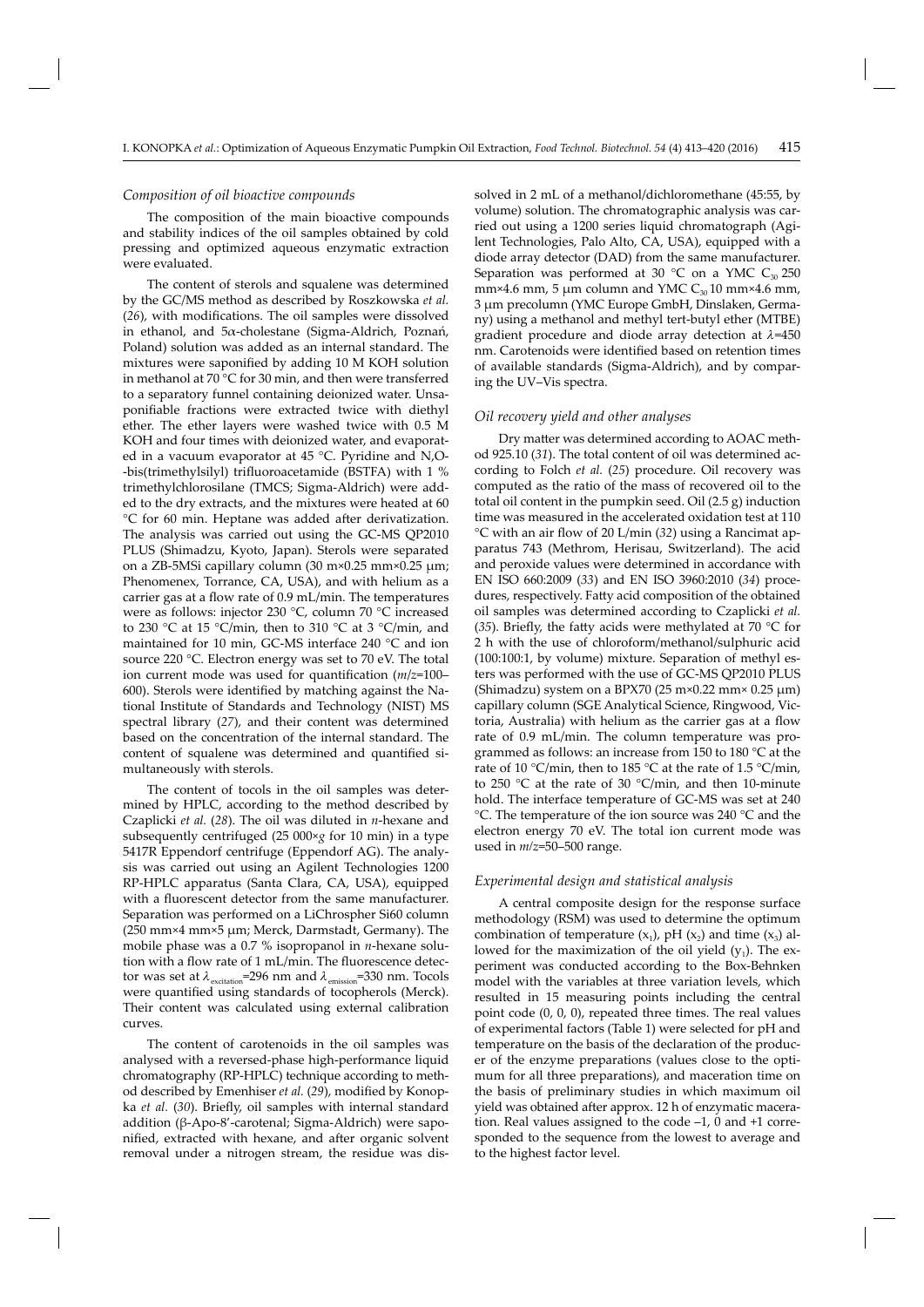### *Composition of oil bioactive compounds*

The composition of the main bioactive compounds and stability indices of the oil samples obtained by cold pressing and optimized aqueous enzymatic extraction were evaluated.

The content of sterols and squalene was determined by the GC/MS method as described by Roszkowska *et al.* (*26*), with modifications. The oil samples were dissolved in ethanol, and 5α-cholestane (Sigma-Aldrich, Poznań, Poland) solution was added as an internal standard. The mixtures were saponified by adding 10 M KOH solution in methanol at 70 °C for 30 min, and then were transferred to a separatory funnel containing deionized water. Unsaponifiable fractions were extracted twice with diethyl ether. The ether layers were washed twice with 0.5 M KOH and four times with deionized water, and evaporated in a vacuum evaporator at 45 °C. Pyridine and N,O-bis(trimethylsilyl) trifluoroacetamide (BSTFA) with 1 % trimethylchlorosilane (TMCS; Sigma-Aldrich) were added to the dry extracts, and the mixtures were heated at 60 °C for 60 min. Heptane was added after derivatization. The analysis was carried out using the GC-MS QP2010 PLUS (Shimadzu, Kyoto, Japan). Sterols were separated on a ZB-5MSi capillary column (30 m×0.25 mm×0.25 μm; Phenomenex, Torrance, CA, USA), and with helium as a carrier gas at a flow rate of 0.9 mL/min. The temperatures were as follows: injector 230 °C, column 70 °C increased to 230 °C at 15 °C/min, then to 310 °C at 3 °C/min, and maintained for 10 min, GC-MS interface 240 °C and ion source 220 °C. Electron energy was set to 70 eV. The total ion current mode was used for quantification (*m*/*z*=100–600). Sterols were identified by matching against the National Institute of Standards and Technology (NIST) MS spectral library (*27*), and their content was determined based on the concentration of the internal standard. The content of squalene was determined and quantified simultaneously with sterols.

The content of tocols in the oil samples was determined by HPLC, according to the method described by Czaplicki *et al.* (*28*). The oil was diluted in *n*-hexane and subsequently centrifuged (25 000×*g* for 10 min) in a type 5417R Eppendorf centrifuge (Eppendorf AG). The analysis was carried out using an Agilent Technologies 1200 RP-HPLC apparatus (Santa Clara, CA, USA), equipped with a fluorescent detector from the same manufacturer. Separation was performed on a LiChrospher Si60 column (250 mm×4 mm×5 μm; Merck, Darmstadt, Germany). The mobile phase was a 0.7 % isopropanol in *n*-hexane solution with a flow rate of 1 mL/min. The fluorescence detector was set at $\lambda_{excitation}$=296 nm and $\lambda_{emission}$=330 nm. Tocols were quantified using standards of tocopherols (Merck). Their content was calculated using external calibration curves.

The content of carotenoids in the oil samples was analysed with a reversed-phase high-performance liquid chromatography (RP-HPLC) technique according to method described by Emenhiser *et al.* (*29*), modified by Konopka *et al.* (*30*). Briefly, oil samples with internal standard addition (β-Apo-8′-carotenal; Sigma-Aldrich) were saponified, extracted with hexane, and after organic solvent removal under a nitrogen stream, the residue was dissolved in 2 mL of a methanol/dichloromethane (45:55, by volume) solution. The chromatographic analysis was carried out using a 1200 series liquid chromatograph (Agilent Technologies, Palo Alto, CA, USA), equipped with a diode array detector (DAD) from the same manufacturer. Separation was performed at 30 °C on a YMC $C_{30}$ 250 mm×4.6 mm, 5 μm column and YMC $C_{30}$ 10 mm×4.6 mm, 3 μm precolumn (YMC Europe GmbH, Dinslaken, Germany) using a methanol and methyl tert-butyl ether (MTBE) gradient procedure and diode array detection at $\lambda$=450 nm. Carotenoids were identified based on retention times of available standards (Sigma-Aldrich), and by comparing the UV–Vis spectra.

### *Oil recovery yield and other analyses*

Dry matter was determined according to AOAC method 925.10 (*31*). The total content of oil was determined according to Folch *et al.* (*25*) procedure. Oil recovery was computed as the ratio of the mass of recovered oil to the total oil content in the pumpkin seed. Oil (2.5 g) induction time was measured in the accelerated oxidation test at 110 °C with an air flow of 20 L/min (*32*) using a Rancimat apparatus 743 (Methrom, Herisau, Switzerland). The acid and peroxide values were determined in accordance with EN ISO 660:2009 (*33*) and EN ISO 3960:2010 (*34*) procedures, respectively. Fatty acid composition of the obtained oil samples was determined according to Czaplicki *et al.* (*35*). Briefly, the fatty acids were methylated at 70 °C for 2 h with the use of chloroform/methanol/sulphuric acid (100:100:1, by volume) mixture. Separation of methyl esters was performed with the use of GC-MS QP2010 PLUS (Shimadzu) system on a BPX70 (25 m×0.22 mm× 0.25 μm) capillary column (SGE Analytical Science, Ringwood, Victoria, Australia) with helium as the carrier gas at a flow rate of 0.9 mL/min. The column temperature was programmed as follows: an increase from 150 to 180 °C at the rate of 10 °C/min, then to 185 °C at the rate of 1.5 °C/min, to 250 °C at the rate of 30 °C/min, and then 10-minute hold. The interface temperature of GC-MS was set at 240 °C. The temperature of the ion source was 240 °C and the electron energy 70 eV. The total ion current mode was used in *m*/*z*=50–500 range.

### *Experimental design and statistical analysis*

A central composite design for the response surface methodology (RSM) was used to determine the optimum combination of temperature ($x_1$), pH ($x_2$) and time ($x_3$) allowed for the maximization of the oil yield ($y_1$). The experiment was conducted according to the Box-Behnken model with the variables at three variation levels, which resulted in 15 measuring points including the central point code (0, 0, 0), repeated three times. The real values of experimental factors (Table 1) were selected for pH and temperature on the basis of the declaration of the producer of the enzyme preparations (values close to the optimum for all three preparations), and maceration time on the basis of preliminary studies in which maximum oil yield was obtained after approx. 12 h of enzymatic maceration. Real values assigned to the code –1, 0 and +1 corresponded to the sequence from the lowest to average and to the highest factor level.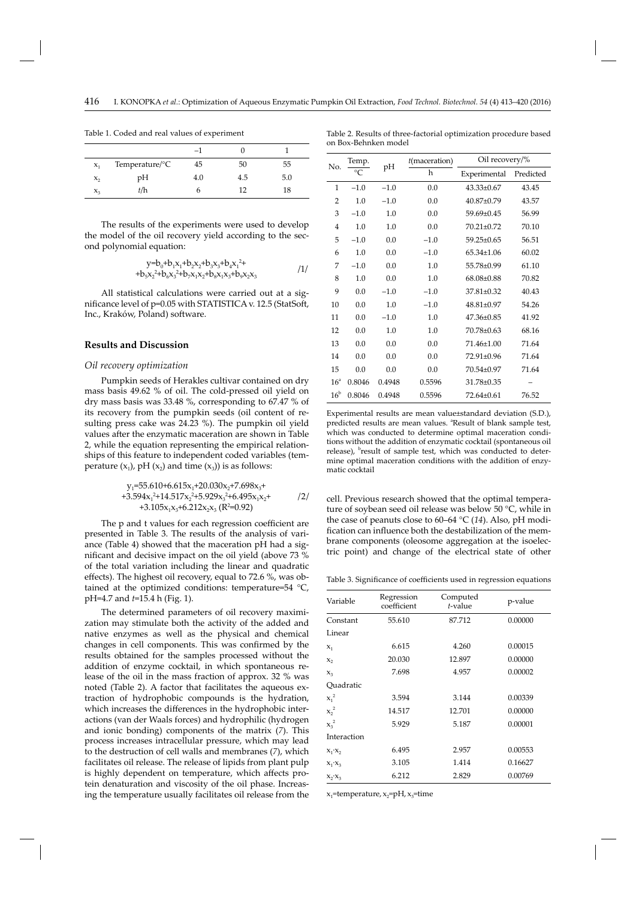Table 1. Coded and real values of experiment

| | | −1 | 0 | 1 |
|---|---|---|---|---|
| $x_1$ | Temperature/°C | 45 | 50 | 55 |
| $x_2$ | pH | 4.0 | 4.5 | 5.0 |
| $x_3$ | *t*/h | 6 | 12 | 18 |

The results of the experiments were used to develop the model of the oil recovery yield according to the second polynomial equation:

$$y=b_0+b_1x_1+b_2x_2+b_3x_3+b_4x_1^2+b_5x_2^2+b_6x_3^2+b_7x_1x_2+b_8x_1x_3+b_9x_2x_3 \qquad /1/$$

All statistical calculations were carried out at a significance level of $p=0.05$ with STATISTICA v. 12.5 (StatSoft, Inc., Kraków, Poland) software.

## Results and Discussion

### Oil recovery optimization

Pumpkin seeds of Herakles cultivar contained on dry mass basis 49.62 % of oil. The cold-pressed oil yield on dry mass basis was 33.48 %, corresponding to 67.47 % of its recovery from the pumpkin seeds (oil content of resulting press cake was 24.23 %). The pumpkin oil yield values after the enzymatic maceration are shown in Table 2, while the equation representing the empirical relationships of this feature to independent coded variables (temperature ($x_1$), pH ($x_2$) and time ($x_3$)) is as follows:

$$y_1=55.610+6.615x_1+20.030x_2+7.698x_3+3.594x_1^2+14.517x_2^2+5.929x_3^2+6.495x_1x_2+3.105x_1x_3+6.212x_2x_3 \; (R^2=0.92) \qquad /2/$$

The p and t values for each regression coefficient are presented in Table 3. The results of the analysis of variance (Table 4) showed that the maceration pH had a significant and decisive impact on the oil yield (above 73 % of the total variation including the linear and quadratic effects). The highest oil recovery, equal to 72.6 %, was obtained at the optimized conditions: temperature=54 °C, pH=4.7 and *t*=15.4 h (Fig. 1).

The determined parameters of oil recovery maximization may stimulate both the activity of the added and native enzymes as well as the physical and chemical changes in cell components. This was confirmed by the results obtained for the samples processed without the addition of enzyme cocktail, in which spontaneous release of the oil in the mass fraction of approx. 32 % was noted (Table 2). A factor that facilitates the aqueous extraction of hydrophobic compounds is the hydration, which increases the differences in the hydrophobic interactions (van der Waals forces) and hydrophilic (hydrogen and ionic bonding) components of the matrix (*7*). This process increases intracellular pressure, which may lead to the destruction of cell walls and membranes (*7*), which facilitates oil release. The release of lipids from plant pulp is highly dependent on temperature, which affects protein denaturation and viscosity of the oil phase. Increasing the temperature usually facilitates oil release from the cell. Previous research showed that the optimal temperature of soybean seed oil release was below 50 °C, while in the case of peanuts close to 60–64 °C (*14*). Also, pH modification can influence both the destabilization of the membrane components (oleosome aggregation at the isoelectric point) and change of the electrical state of other

Table 2. Results of three-factorial optimization procedure based on Box-Behnken model

| No. | Temp./°C | pH | *t*(maceration)/h | Oil recovery/% | |
|---|---|---|---|---|---|
| | | | | Experimental | Predicted |
| 1 | −1.0 | −1.0 | 0.0 | 43.33±0.67 | 43.45 |
| 2 | 1.0 | −1.0 | 0.0 | 40.87±0.79 | 43.57 |
| 3 | −1.0 | 1.0 | 0.0 | 59.69±0.45 | 56.99 |
| 4 | 1.0 | 1.0 | 0.0 | 70.21±0.72 | 70.10 |
| 5 | −1.0 | 0.0 | −1.0 | 59.25±0.65 | 56.51 |
| 6 | 1.0 | 0.0 | −1.0 | 65.34±1.06 | 60.02 |
| 7 | −1.0 | 0.0 | 1.0 | 55.78±0.99 | 61.10 |
| 8 | 1.0 | 0.0 | 1.0 | 68.08±0.88 | 70.82 |
| 9 | 0.0 | −1.0 | −1.0 | 37.81±0.32 | 40.43 |
| 10 | 0.0 | 1.0 | −1.0 | 48.81±0.97 | 54.26 |
| 11 | 0.0 | −1.0 | 1.0 | 47.36±0.85 | 41.92 |
| 12 | 0.0 | 1.0 | 1.0 | 70.78±0.63 | 68.16 |
| 13 | 0.0 | 0.0 | 0.0 | 71.46±1.00 | 71.64 |
| 14 | 0.0 | 0.0 | 0.0 | 72.91±0.96 | 71.64 |
| 15 | 0.0 | 0.0 | 0.0 | 70.54±0.97 | 71.64 |
| 16[a] | 0.8046 | 0.4948 | 0.5596 | 31.78±0.35 | – |
| 16[b] | 0.8046 | 0.4948 | 0.5596 | 72.64±0.61 | 76.52 |

Experimental results are mean value±standard deviation (S.D.), predicted results are mean values. [a]Result of blank sample test, which was conducted to determine optimal maceration conditions without the addition of enzymatic cocktail (spontaneous oil release), [b]result of sample test, which was conducted to determine optimal maceration conditions with the addition of enzymatic cocktail

Table 3. Significance of coefficients used in regression equations

| Variable | Regression coefficient | Computed *t*-value | p-value |
|---|---|---|---|
| Constant | 55.610 | 87.712 | 0.00000 |
| Linear | | | |
| $x_1$ | 6.615 | 4.260 | 0.00015 |
| $x_2$ | 20.030 | 12.897 | 0.00000 |
| $x_3$ | 7.698 | 4.957 | 0.00002 |
| Quadratic | | | |
| $x_1^2$ | 3.594 | 3.144 | 0.00339 |
| $x_2^2$ | 14.517 | 12.701 | 0.00000 |
| $x_3^2$ | 5.929 | 5.187 | 0.00001 |
| Interaction | | | |
| $x_1 \cdot x_2$ | 6.495 | 2.957 | 0.00553 |
| $x_1 \cdot x_3$ | 3.105 | 1.414 | 0.16627 |
| $x_2 \cdot x_3$ | 6.212 | 2.829 | 0.00769 |

$x_1$=temperature, $x_2$=pH, $x_3$=time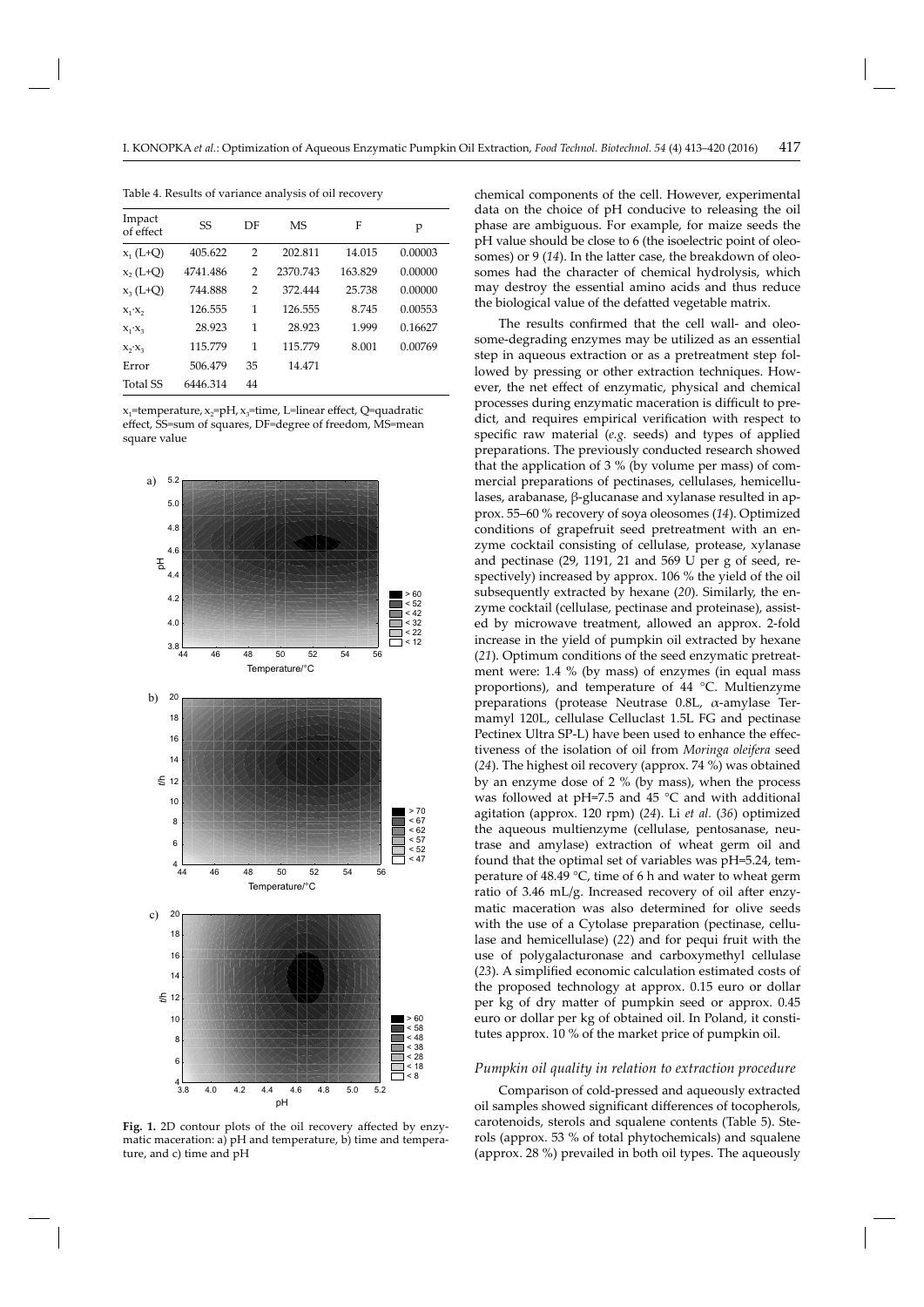Table 4. Results of variance analysis of oil recovery

| Impact of effect | SS | DF | MS | F | p |
|---|---|---|---|---|---|
| $x_1$ (L+Q) | 405.622 | 2 | 202.811 | 14.015 | 0.00003 |
| $x_2$ (L+Q) | 4741.486 | 2 | 2370.743 | 163.829 | 0.00000 |
| $x_3$ (L+Q) | 744.888 | 2 | 372.444 | 25.738 | 0.00000 |
| $x_1 \cdot x_2$ | 126.555 | 1 | 126.555 | 8.745 | 0.00553 |
| $x_1 \cdot x_3$ | 28.923 | 1 | 28.923 | 1.999 | 0.16627 |
| $x_2 \cdot x_3$ | 115.779 | 1 | 115.779 | 8.001 | 0.00769 |
| Error | 506.479 | 35 | 14.471 | | |
| Total SS | 6446.314 | 44 | | | |

$x_1$=temperature, $x_2$=pH, $x_3$=time, L=linear effect, Q=quadratic effect, SS=sum of squares, DF=degree of freedom, MS=mean square value

**Fig. 1.** 2D contour plots of the oil recovery affected by enzymatic maceration: a) pH and temperature, b) time and temperature, and c) time and pH

chemical components of the cell. However, experimental data on the choice of pH conducive to releasing the oil phase are ambiguous. For example, for maize seeds the pH value should be close to 6 (the isoelectric point of oleosomes) or 9 (*14*). In the latter case, the breakdown of oleosomes had the character of chemical hydrolysis, which may destroy the essential amino acids and thus reduce the biological value of the defatted vegetable matrix.

The results confirmed that the cell wall- and oleosome-degrading enzymes may be utilized as an essential step in aqueous extraction or as a pretreatment step followed by pressing or other extraction techniques. However, the net effect of enzymatic, physical and chemical processes during enzymatic maceration is difficult to predict, and requires empirical verification with respect to specific raw material (*e.g.* seeds) and types of applied preparations. The previously conducted research showed that the application of 3 % (by volume per mass) of commercial preparations of pectinases, cellulases, hemicellulases, arabanase, β-glucanase and xylanase resulted in approx. 55–60 % recovery of soya oleosomes (*14*). Optimized conditions of grapefruit seed pretreatment with an enzyme cocktail consisting of cellulase, protease, xylanase and pectinase (29, 1191, 21 and 569 U per g of seed, respectively) increased by approx. 106 % the yield of the oil subsequently extracted by hexane (*20*). Similarly, the enzyme cocktail (cellulase, pectinase and proteinase), assisted by microwave treatment, allowed an approx. 2-fold increase in the yield of pumpkin oil extracted by hexane (*21*). Optimum conditions of the seed enzymatic pretreatment were: 1.4 % (by mass) of enzymes (in equal mass proportions), and temperature of 44 °C. Multienzyme preparations (protease Neutrase 0.8L, α-amylase Termamyl 120L, cellulase Celluclast 1.5L FG and pectinase Pectinex Ultra SP-L) have been used to enhance the effectiveness of the isolation of oil from *Moringa oleifera* seed (*24*). The highest oil recovery (approx. 74 %) was obtained by an enzyme dose of 2 % (by mass), when the process was followed at pH=7.5 and 45 °C and with additional agitation (approx. 120 rpm) (*24*). Li *et al.* (*36*) optimized the aqueous multienzyme (cellulase, pentosanase, neutrase and amylase) extraction of wheat germ oil and found that the optimal set of variables was pH=5.24, temperature of 48.49 °C, time of 6 h and water to wheat germ ratio of 3.46 mL/g. Increased recovery of oil after enzymatic maceration was also determined for olive seeds with the use of a Cytolase preparation (pectinase, cellulase and hemicellulase) (*22*) and for pequi fruit with the use of polygalacturonase and carboxymethyl cellulase (*23*). A simplified economic calculation estimated costs of the proposed technology at approx. 0.15 euro or dollar per kg of dry matter of pumpkin seed or approx. 0.45 euro or dollar per kg of obtained oil. In Poland, it constitutes approx. 10 % of the market price of pumpkin oil.

### *Pumpkin oil quality in relation to extraction procedure*

Comparison of cold-pressed and aqueously extracted oil samples showed significant differences of tocopherols, carotenoids, sterols and squalene contents (Table 5). Sterols (approx. 53 % of total phytochemicals) and squalene (approx. 28 %) prevailed in both oil types. The aqueously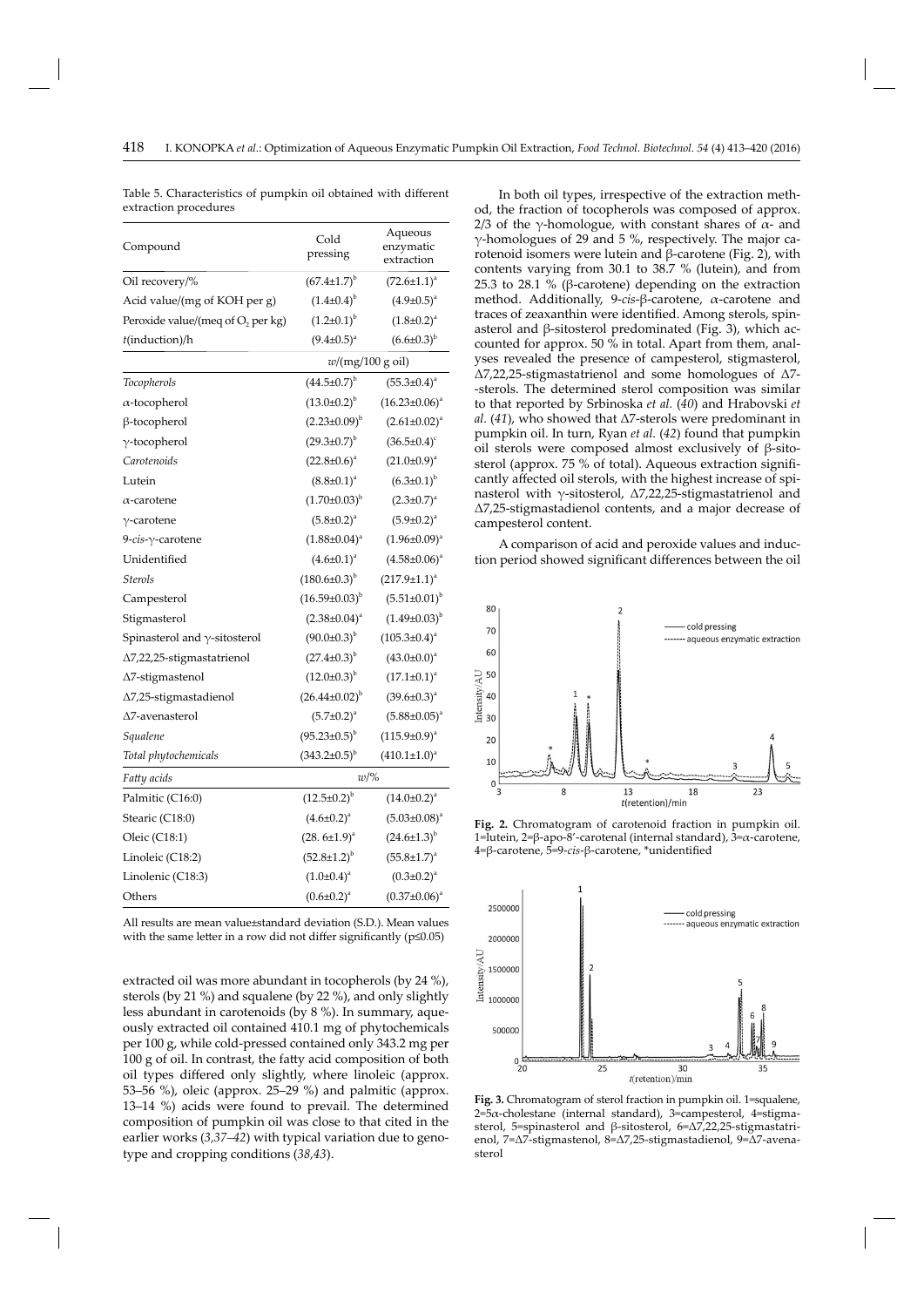Table 5. Characteristics of pumpkin oil obtained with different extraction procedures

| Compound | Cold pressing | Aqueous enzymatic extraction |
|---|---|---|
| Oil recovery/% | $(67.4\pm1.7)^{b}$ | $(72.6\pm1.1)^{a}$ |
| Acid value/(mg of KOH per g) | $(1.4\pm0.4)^{b}$ | $(4.9\pm0.5)^{a}$ |
| Peroxide value/(meq of $O_2$ per kg) | $(1.2\pm0.1)^{b}$ | $(1.8\pm0.2)^{a}$ |
| $t$(induction)/h | $(9.4\pm0.5)^{a}$ | $(6.6\pm0.3)^{b}$ |
| | $w$/(mg/100 g oil) | |
| *Tocopherols* | $(44.5\pm0.7)^{b}$ | $(55.3\pm0.4)^{a}$ |
| α-tocopherol | $(13.0\pm0.2)^{b}$ | $(16.23\pm0.06)^{a}$ |
| β-tocopherol | $(2.23\pm0.09)^{b}$ | $(2.61\pm0.02)^{a}$ |
| γ-tocopherol | $(29.3\pm0.7)^{b}$ | $(36.5\pm0.4)^{c}$ |
| *Carotenoids* | $(22.8\pm0.6)^{a}$ | $(21.0\pm0.9)^{a}$ |
| Lutein | $(8.8\pm0.1)^{a}$ | $(6.3\pm0.1)^{b}$ |
| α-carotene | $(1.70\pm0.03)^{b}$ | $(2.3\pm0.7)^{a}$ |
| γ-carotene | $(5.8\pm0.2)^{a}$ | $(5.9\pm0.2)^{a}$ |
| 9-*cis*-γ-carotene | $(1.88\pm0.04)^{a}$ | $(1.96\pm0.09)^{a}$ |
| Unidentified | $(4.6\pm0.1)^{a}$ | $(4.58\pm0.06)^{a}$ |
| *Sterols* | $(180.6\pm0.3)^{b}$ | $(217.9\pm1.1)^{a}$ |
| Campesterol | $(16.59\pm0.03)^{b}$ | $(5.51\pm0.01)^{b}$ |
| Stigmasterol | $(2.38\pm0.04)^{a}$ | $(1.49\pm0.03)^{b}$ |
| Spinasterol and γ-sitosterol | $(90.0\pm0.3)^{b}$ | $(105.3\pm0.4)^{a}$ |
| Δ7,22,25-stigmastatrienol | $(27.4\pm0.3)^{b}$ | $(43.0\pm0.0)^{a}$ |
| Δ7-stigmastenol | $(12.0\pm0.3)^{b}$ | $(17.1\pm0.1)^{a}$ |
| Δ7,25-stigmastadienol | $(26.44\pm0.02)^{b}$ | $(39.6\pm0.3)^{a}$ |
| Δ7-avenasterol | $(5.7\pm0.2)^{a}$ | $(5.88\pm0.05)^{a}$ |
| *Squalene* | $(95.23\pm0.5)^{b}$ | $(115.9\pm0.9)^{a}$ |
| *Total phytochemicals* | $(343.2\pm0.5)^{b}$ | $(410.1\pm1.0)^{a}$ |
| *Fatty acids* | $w$/% | |
| Palmitic (C16:0) | $(12.5\pm0.2)^{b}$ | $(14.0\pm0.2)^{a}$ |
| Stearic (C18:0) | $(4.6\pm0.2)^{a}$ | $(5.03\pm0.08)^{a}$ |
| Oleic (C18:1) | $(28.6\pm1.9)^{a}$ | $(24.6\pm1.3)^{b}$ |
| Linoleic (C18:2) | $(52.8\pm1.2)^{b}$ | $(55.8\pm1.7)^{a}$ |
| Linolenic (C18:3) | $(1.0\pm0.4)^{a}$ | $(0.3\pm0.2)^{a}$ |
| Others | $(0.6\pm0.2)^{a}$ | $(0.37\pm0.06)^{a}$ |

All results are mean value±standard deviation (S.D.). Mean values with the same letter in a row did not differ significantly (p≤0.05)

extracted oil was more abundant in tocopherols (by 24 %), sterols (by 21 %) and squalene (by 22 %), and only slightly less abundant in carotenoids (by 8 %). In summary, aqueously extracted oil contained 410.1 mg of phytochemicals per 100 g, while cold-pressed contained only 343.2 mg per 100 g of oil. In contrast, the fatty acid composition of both oil types differed only slightly, where linoleic (approx. 53–56 %), oleic (approx. 25–29 %) and palmitic (approx. 13–14 %) acids were found to prevail. The determined composition of pumpkin oil was close to that cited in the earlier works (*3,37–42*) with typical variation due to genotype and cropping conditions (*38,43*).

In both oil types, irrespective of the extraction method, the fraction of tocopherols was composed of approx. 2/3 of the γ-homologue, with constant shares of α- and γ-homologues of 29 and 5 %, respectively. The major carotenoid isomers were lutein and β-carotene (Fig. 2), with contents varying from 30.1 to 38.7 % (lutein), and from 25.3 to 28.1 % (β-carotene) depending on the extraction method. Additionally, 9-*cis*-β-carotene, α-carotene and traces of zeaxanthin were identified. Among sterols, spinasterol and β-sitosterol predominated (Fig. 3), which accounted for approx. 50 % in total. Apart from them, analyses revealed the presence of campesterol, stigmasterol, Δ7,22,25-stigmastatrienol and some homologues of Δ7-sterols. The determined sterol composition was similar to that reported by Srbinoska *et al.* (*40*) and Hrabovski *et al.* (*41*), who showed that Δ7-sterols were predominant in pumpkin oil. In turn, Ryan *et al.* (*42*) found that pumpkin oil sterols were composed almost exclusively of β-sitosterol (approx. 75 % of total). Aqueous extraction significantly affected oil sterols, with the highest increase of spinasterol with γ-sitosterol, Δ7,22,25-stigmastatrienol and Δ7,25-stigmastadienol contents, and a major decrease of campesterol content.

A comparison of acid and peroxide values and induction period showed significant differences between the oil

**Fig. 2.** Chromatogram of carotenoid fraction in pumpkin oil. 1=lutein, 2=β-apo-8′-carotenal (internal standard), 3=α-carotene, 4=β-carotene, 5=9-*cis*-β-carotene, *unidentified

**Fig. 3.** Chromatogram of sterol fraction in pumpkin oil. 1=squalene, 2=5α-cholestane (internal standard), 3=campesterol, 4=stigmasterol, 5=spinasterol and β-sitosterol, 6=Δ7,22,25-stigmastatrienol, 7=Δ7-stigmastenol, 8=Δ7,25-stigmastadienol, 9=Δ7-avenasterol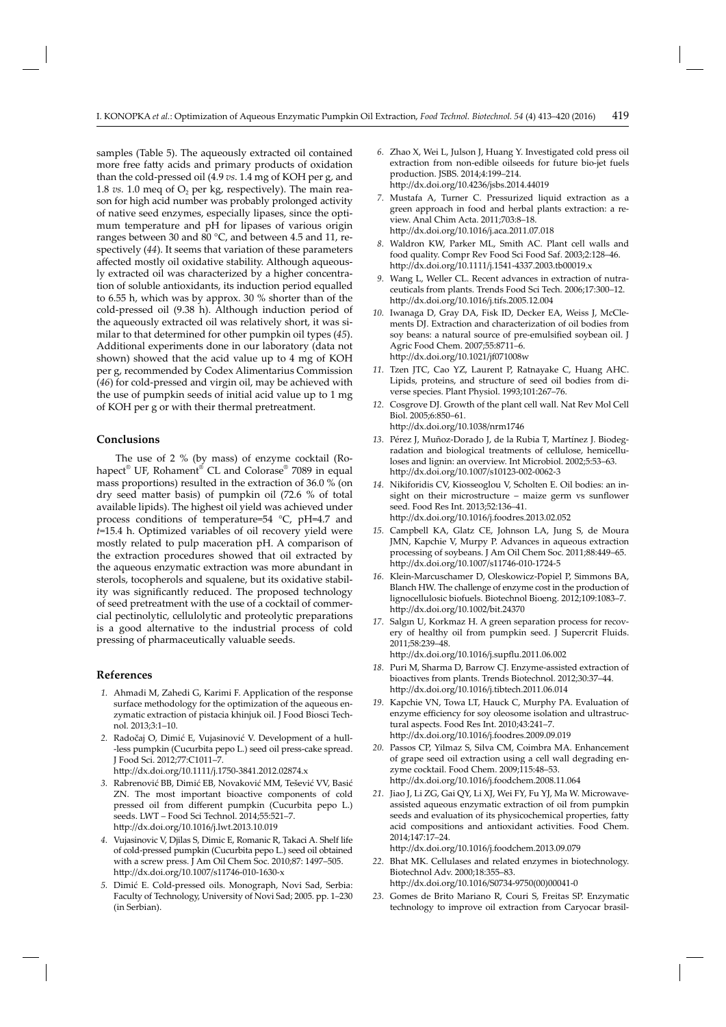samples (Table 5). The aqueously extracted oil contained more free fatty acids and primary products of oxidation than the cold-pressed oil (4.9 *vs.* 1.4 mg of KOH per g, and 1.8 *vs.* 1.0 meq of $O_2$ per kg, respectively). The main reason for high acid number was probably prolonged activity of native seed enzymes, especially lipases, since the optimum temperature and pH for lipases of various origin ranges between 30 and 80 °C, and between 4.5 and 11, respectively (*44*). It seems that variation of these parameters affected mostly oil oxidative stability. Although aqueously extracted oil was characterized by a higher concentration of soluble antioxidants, its induction period equalled to 6.55 h, which was by approx. 30 % shorter than of the cold-pressed oil (9.38 h). Although induction period of the aqueously extracted oil was relatively short, it was similar to that determined for other pumpkin oil types (*45*). Additional experiments done in our laboratory (data not shown) showed that the acid value up to 4 mg of KOH per g, recommended by Codex Alimentarius Commission (*46*) for cold-pressed and virgin oil, may be achieved with the use of pumpkin seeds of initial acid value up to 1 mg of KOH per g or with their thermal pretreatment.

## Conclusions

The use of 2 % (by mass) of enzyme cocktail (Rohapect® UF, Rohament® CL and Colorase® 7089 in equal mass proportions) resulted in the extraction of 36.0 % (on dry seed matter basis) of pumpkin oil (72.6 % of total available lipids). The highest oil yield was achieved under process conditions of temperature=54 °C, pH=4.7 and *t*=15.4 h. Optimized variables of oil recovery yield were mostly related to pulp maceration pH. A comparison of the extraction procedures showed that oil extracted by the aqueous enzymatic extraction was more abundant in sterols, tocopherols and squalene, but its oxidative stability was significantly reduced. The proposed technology of seed pretreatment with the use of a cocktail of commercial pectinolytic, cellulolytic and proteolytic preparations is a good alternative to the industrial process of cold pressing of pharmaceutically valuable seeds.

## References

1. Ahmadi M, Zahedi G, Karimi F. Application of the response surface methodology for the optimization of the aqueous enzymatic extraction of pistacia khinjuk oil. J Food Biosci Technol. 2013;3:1–10.
2. Radočaj O, Dimić E, Vujasinović V. Development of a hull-less pumpkin (Cucurbita pepo L.) seed oil press-cake spread. J Food Sci. 2012;77:C1011–7. http://dx.doi.org/10.1111/j.1750-3841.2012.02874.x
3. Rabrenović BB, Dimić EB, Novaković MM, Tešević VV, Basić ZN. The most important bioactive components of cold pressed oil from different pumpkin (Cucurbita pepo L.) seeds. LWT – Food Sci Technol. 2014;55:521–7. http://dx.doi.org/10.1016/j.lwt.2013.10.019
4. Vujasinovic V, Djilas S, Dimic E, Romanic R, Takaci A. Shelf life of cold-pressed pumpkin (Cucurbita pepo L.) seed oil obtained with a screw press. J Am Oil Chem Soc. 2010;87: 1497–505. http://dx.doi.org/10.1007/s11746-010-1630-x
5. Dimić E. Cold-pressed oils. Monograph, Novi Sad, Serbia: Faculty of Technology, University of Novi Sad; 2005. pp. 1–230 (in Serbian).
6. Zhao X, Wei L, Julson J, Huang Y. Investigated cold press oil extraction from non-edible oilseeds for future bio-jet fuels production. JSBS. 2014;4:199–214. http://dx.doi.org/10.4236/jsbs.2014.44019
7. Mustafa A, Turner C. Pressurized liquid extraction as a green approach in food and herbal plants extraction: a review. Anal Chim Acta. 2011;703:8–18. http://dx.doi.org/10.1016/j.aca.2011.07.018
8. Waldron KW, Parker ML, Smith AC. Plant cell walls and food quality. Compr Rev Food Sci Food Saf. 2003;2:128–46. http://dx.doi.org/10.1111/j.1541-4337.2003.tb00019.x
9. Wang L, Weller CL. Recent advances in extraction of nutraceuticals from plants. Trends Food Sci Tech. 2006;17:300–12. http://dx.doi.org/10.1016/j.tifs.2005.12.004
10. Iwanaga D, Gray DA, Fisk ID, Decker EA, Weiss J, McClements DJ. Extraction and characterization of oil bodies from soy beans: a natural source of pre-emulsified soybean oil. J Agric Food Chem. 2007;55:8711–6. http://dx.doi.org/10.1021/jf071008w
11. Tzen JTC, Cao YZ, Laurent P, Ratnayake C, Huang AHC. Lipids, proteins, and structure of seed oil bodies from diverse species. Plant Physiol. 1993;101:267–76.
12. Cosgrove DJ. Growth of the plant cell wall. Nat Rev Mol Cell Biol. 2005;6:850–61. http://dx.doi.org/10.1038/nrm1746
13. Pérez J, Muñoz-Dorado J, de la Rubia T, Martínez J. Biodegradation and biological treatments of cellulose, hemicelluloses and lignin: an overview. Int Microbiol. 2002;5:53–63. http://dx.doi.org/10.1007/s10123-002-0062-3
14. Nikiforidis CV, Kiosseoglou V, Scholten E. Oil bodies: an insight on their microstructure – maize germ vs sunflower seed. Food Res Int. 2013;52:136–41. http://dx.doi.org/10.1016/j.foodres.2013.02.052
15. Campbell KA, Glatz CE, Johnson LA, Jung S, de Moura JMN, Kapchie V, Murpy P. Advances in aqueous extraction processing of soybeans. J Am Oil Chem Soc. 2011;88:449–65. http://dx.doi.org/10.1007/s11746-010-1724-5
16. Klein-Marcuschamer D, Oleskowicz-Popiel P, Simmons BA, Blanch HW. The challenge of enzyme cost in the production of lignocellulosic biofuels. Biotechnol Bioeng. 2012;109:1083–7. http://dx.doi.org/10.1002/bit.24370
17. Salgın U, Korkmaz H. A green separation process for recovery of healthy oil from pumpkin seed. J Supercrit Fluids. 2011;58:239–48. http://dx.doi.org/10.1016/j.supflu.2011.06.002
18. Puri M, Sharma D, Barrow CJ. Enzyme-assisted extraction of bioactives from plants. Trends Biotechnol. 2012;30:37–44. http://dx.doi.org/10.1016/j.tibtech.2011.06.014
19. Kapchie VN, Towa LT, Hauck C, Murphy PA. Evaluation of enzyme efficiency for soy oleosome isolation and ultrastructural aspects. Food Res Int. 2010;43:241–7. http://dx.doi.org/10.1016/j.foodres.2009.09.019
20. Passos CP, Yilmaz S, Silva CM, Coimbra MA. Enhancement of grape seed oil extraction using a cell wall degrading enzyme cocktail. Food Chem. 2009;115:48–53. http://dx.doi.org/10.1016/j.foodchem.2008.11.064
21. Jiao J, Li ZG, Gai QY, Li XJ, Wei FY, Fu YJ, Ma W. Microwave-assisted aqueous enzymatic extraction of oil from pumpkin seeds and evaluation of its physicochemical properties, fatty acid compositions and antioxidant activities. Food Chem. 2014;147:17–24. http://dx.doi.org/10.1016/j.foodchem.2013.09.079
22. Bhat MK. Cellulases and related enzymes in biotechnology. Biotechnol Adv. 2000;18:355–83. http://dx.doi.org/10.1016/S0734-9750(00)00041-0
23. Gomes de Brito Mariano R, Couri S, Freitas SP. Enzymatic technology to improve oil extraction from Caryocar brasil-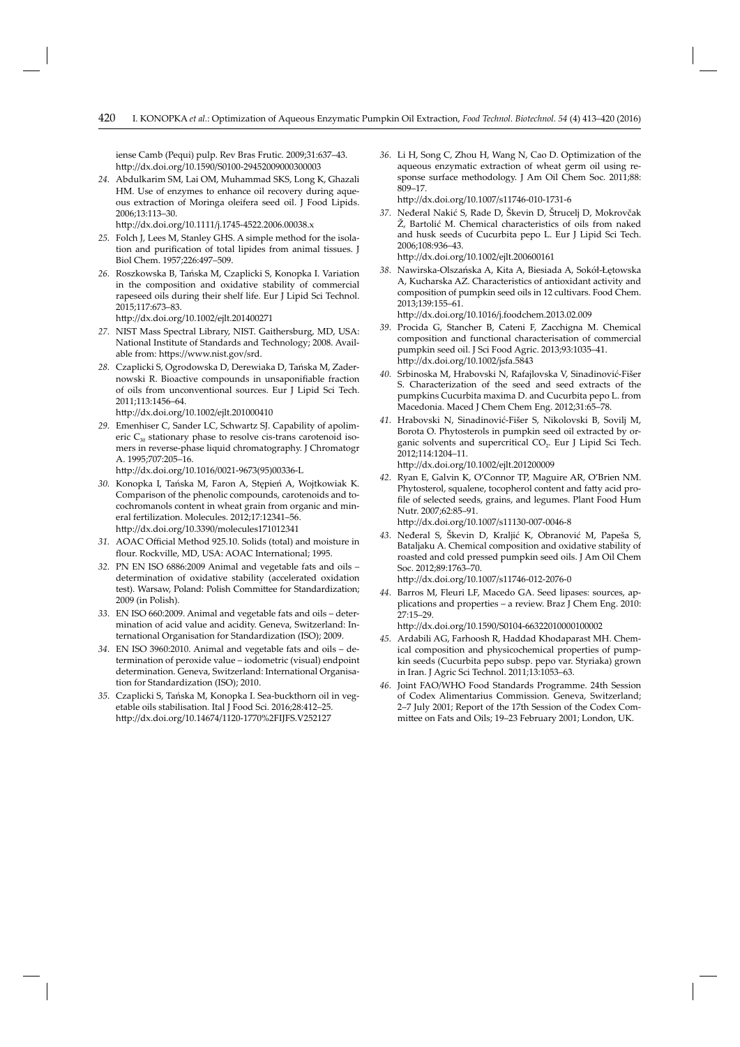iense Camb (Pequi) pulp. Rev Bras Frutic. 2009;31:637–43. http://dx.doi.org/10.1590/S0100-29452009000300003

24. Abdulkarim SM, Lai OM, Muhammad SKS, Long K, Ghazali HM. Use of enzymes to enhance oil recovery during aqueous extraction of Moringa oleifera seed oil. J Food Lipids. 2006;13:113–30. http://dx.doi.org/10.1111/j.1745-4522.2006.00038.x

25. Folch J, Lees M, Stanley GHS. A simple method for the isolation and purification of total lipides from animal tissues. J Biol Chem. 1957;226:497–509.

26. Roszkowska B, Tańska M, Czaplicki S, Konopka I. Variation in the composition and oxidative stability of commercial rapeseed oils during their shelf life. Eur J Lipid Sci Technol. 2015;117:673–83. http://dx.doi.org/10.1002/ejlt.201400271

27. NIST Mass Spectral Library, NIST. Gaithersburg, MD, USA: National Institute of Standards and Technology; 2008. Available from: https://www.nist.gov/srd.

28. Czaplicki S, Ogrodowska D, Derewiaka D, Tańska M, Zadernowski R. Bioactive compounds in unsaponifiable fraction of oils from unconventional sources. Eur J Lipid Sci Tech. 2011;113:1456–64. http://dx.doi.org/10.1002/ejlt.201000410

29. Emenhiser C, Sander LC, Schwartz SJ. Capability of apolimeric $C_{30}$ stationary phase to resolve cis-trans carotenoid isomers in reverse-phase liquid chromatography. J Chromatogr A. 1995;707:205–16. http://dx.doi.org/10.1016/0021-9673(95)00336-L

30. Konopka I, Tańska M, Faron A, Stępień A, Wojtkowiak K. Comparison of the phenolic compounds, carotenoids and tocochromanols content in wheat grain from organic and mineral fertilization. Molecules. 2012;17:12341–56. http://dx.doi.org/10.3390/molecules171012341

31. AOAC Official Method 925.10. Solids (total) and moisture in flour. Rockville, MD, USA: AOAC International; 1995.

32. PN EN ISO 6886:2009 Animal and vegetable fats and oils – determination of oxidative stability (accelerated oxidation test). Warsaw, Poland: Polish Committee for Standardization; 2009 (in Polish).

33. EN ISO 660:2009. Animal and vegetable fats and oils – determination of acid value and acidity. Geneva, Switzerland: International Organisation for Standardization (ISO); 2009.

34. EN ISO 3960:2010. Animal and vegetable fats and oils – determination of peroxide value – iodometric (visual) endpoint determination. Geneva, Switzerland: International Organisation for Standardization (ISO); 2010.

35. Czaplicki S, Tańska M, Konopka I. Sea-buckthorn oil in vegetable oils stabilisation. Ital J Food Sci. 2016;28:412–25. http://dx.doi.org/10.14674/1120-1770%2FIJFS.V252127

36. Li H, Song C, Zhou H, Wang N, Cao D. Optimization of the aqueous enzymatic extraction of wheat germ oil using response surface methodology. J Am Oil Chem Soc. 2011;88: 809–17. http://dx.doi.org/10.1007/s11746-010-1731-6

37. Neđeral Nakić S, Rade D, Škevin D, Štrucelj D, Mokrovčak Ž, Bartolić M. Chemical characteristics of oils from naked and husk seeds of Cucurbita pepo L. Eur J Lipid Sci Tech. 2006;108:936–43. http://dx.doi.org/10.1002/ejlt.200600161

38. Nawirska-Olszańska A, Kita A, Biesiada A, Sokół-Łętowska A, Kucharska AZ. Characteristics of antioxidant activity and composition of pumpkin seed oils in 12 cultivars. Food Chem. 2013;139:155–61. http://dx.doi.org/10.1016/j.foodchem.2013.02.009

39. Procida G, Stancher B, Cateni F, Zacchigna M. Chemical composition and functional characterisation of commercial pumpkin seed oil. J Sci Food Agric. 2013;93:1035–41. http://dx.doi.org/10.1002/jsfa.5843

40. Srbinoska M, Hrabovski N, Rafajlovska V, Sinadinović-Fišer S. Characterization of the seed and seed extracts of the pumpkins Cucurbita maxima D. and Cucurbita pepo L. from Macedonia. Maced J Chem Chem Eng. 2012;31:65–78.

41. Hrabovski N, Sinadinović-Fišer S, Nikolovski B, Sovilj M, Borota O. Phytosterols in pumpkin seed oil extracted by organic solvents and supercritical $CO_2$. Eur J Lipid Sci Tech. 2012;114:1204–11. http://dx.doi.org/10.1002/ejlt.201200009

42. Ryan E, Galvin K, O'Connor TP, Maguire AR, O'Brien NM. Phytosterol, squalene, tocopherol content and fatty acid profile of selected seeds, grains, and legumes. Plant Food Hum Nutr. 2007;62:85–91. http://dx.doi.org/10.1007/s11130-007-0046-8

43. Neđeral S, Škevin D, Kraljić K, Obranović M, Papeša S, Bataljaku A. Chemical composition and oxidative stability of roasted and cold pressed pumpkin seed oils. J Am Oil Chem Soc. 2012;89:1763–70. http://dx.doi.org/10.1007/s11746-012-2076-0

44. Barros M, Fleuri LF, Macedo GA. Seed lipases: sources, applications and properties – a review. Braz J Chem Eng. 2010: 27:15–29. http://dx.doi.org/10.1590/S0104-66322010000100002

45. Ardabili AG, Farhoosh R, Haddad Khodaparast MH. Chemical composition and physicochemical properties of pumpkin seeds (Cucurbita pepo subsp. pepo var. Styriaka) grown in Iran. J Agric Sci Technol. 2011;13:1053–63.

46. Joint FAO/WHO Food Standards Programme. 24th Session of Codex Alimentarius Commission. Geneva, Switzerland; 2–7 July 2001; Report of the 17th Session of the Codex Committee on Fats and Oils; 19–23 February 2001; London, UK.